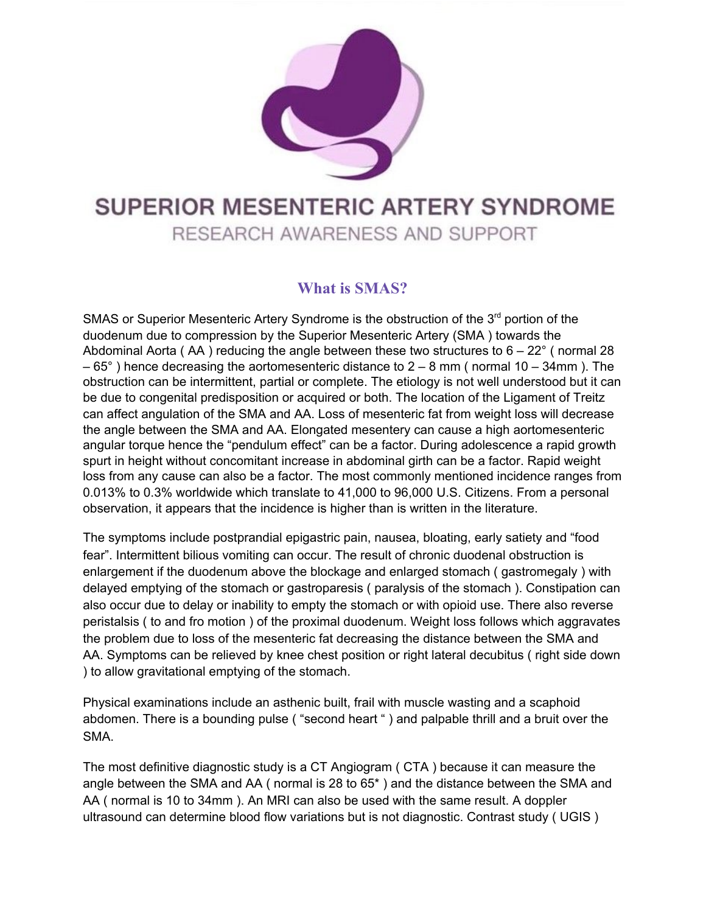# SUPERIOR MESENTERIC ARTERY SYNDROME

RESEARCH AWARENESS AND SUPPORT

## What is SMAS?

SMAS or Superior Mesenteric Artery Syndrome is the obstruction of the 3rd portion of the duodenum due to compression by the Superior Mesenteric Artery (SMA ) towards the Abdominal Aorta ( AA ) reducing the angle between these two structures to 6 – 22° ( normal 28 – 65° ) hence decreasing the aortomesenteric distance to 2 – 8 mm ( normal 10 – 34mm ). The obstruction can be intermittent, partial or complete. The etiology is not well understood but it can be due to congenital predisposition or acquired or both. The location of the Ligament of Treitz can affect angulation of the SMA and AA. Loss of mesenteric fat from weight loss will decrease the angle between the SMA and AA. Elongated mesentery can cause a high aortomesenteric angular torque hence the "pendulum effect" can be a factor. During adolescence a rapid growth spurt in height without concomitant increase in abdominal girth can be a factor. Rapid weight loss from any cause can also be a factor. The most commonly mentioned incidence ranges from 0.013% to 0.3% worldwide which translate to 41,000 to 96,000 U.S. Citizens. From a personal observation, it appears that the incidence is higher than is written in the literature.

The symptoms include postprandial epigastric pain, nausea, bloating, early satiety and "food fear". Intermittent bilious vomiting can occur. The result of chronic duodenal obstruction is enlargement if the duodenum above the blockage and enlarged stomach ( gastromegaly ) with delayed emptying of the stomach or gastroparesis ( paralysis of the stomach ). Constipation can also occur due to delay or inability to empty the stomach or with opioid use. There also reverse peristalsis ( to and fro motion ) of the proximal duodenum. Weight loss follows which aggravates the problem due to loss of the mesenteric fat decreasing the distance between the SMA and AA. Symptoms can be relieved by knee chest position or right lateral decubitus ( right side down ) to allow gravitational emptying of the stomach.

Physical examinations include an asthenic built, frail with muscle wasting and a scaphoid abdomen. There is a bounding pulse ( "second heart " ) and palpable thrill and a bruit over the SMA.

The most definitive diagnostic study is a CT Angiogram ( CTA ) because it can measure the angle between the SMA and AA ( normal is 28 to 65* ) and the distance between the SMA and AA ( normal is 10 to 34mm ). An MRI can also be used with the same result. A doppler ultrasound can determine blood flow variations but is not diagnostic. Contrast study ( UGIS )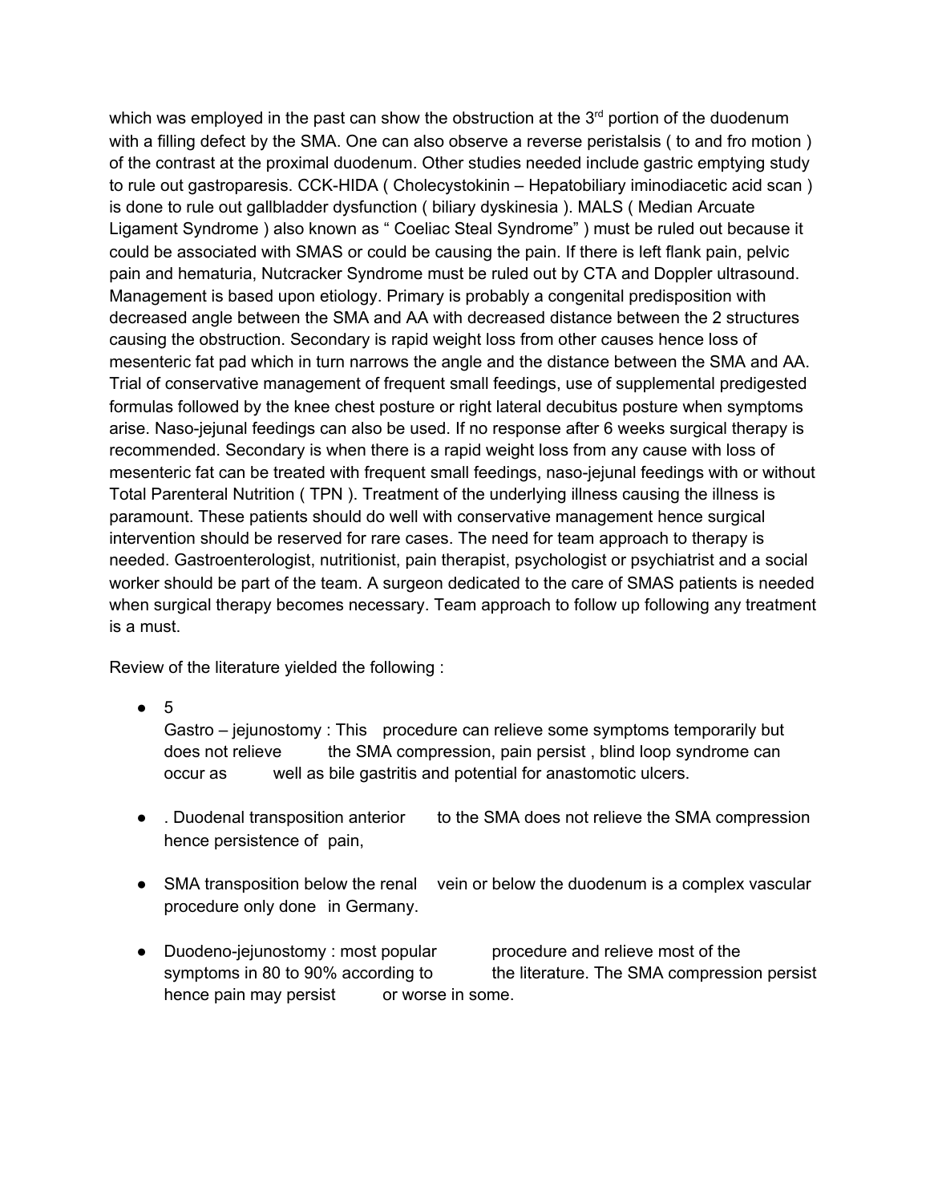which was employed in the past can show the obstruction at the 3rd portion of the duodenum with a filling defect by the SMA. One can also observe a reverse peristalsis ( to and fro motion ) of the contrast at the proximal duodenum. Other studies needed include gastric emptying study to rule out gastroparesis. CCK-HIDA ( Cholecystokinin – Hepatobiliary iminodiacetic acid scan ) is done to rule out gallbladder dysfunction ( biliary dyskinesia ). MALS ( Median Arcuate Ligament Syndrome ) also known as " Coeliac Steal Syndrome" ) must be ruled out because it could be associated with SMAS or could be causing the pain. If there is left flank pain, pelvic pain and hematuria, Nutcracker Syndrome must be ruled out by CTA and Doppler ultrasound. Management is based upon etiology. Primary is probably a congenital predisposition with decreased angle between the SMA and AA with decreased distance between the 2 structures causing the obstruction. Secondary is rapid weight loss from other causes hence loss of mesenteric fat pad which in turn narrows the angle and the distance between the SMA and AA. Trial of conservative management of frequent small feedings, use of supplemental predigested formulas followed by the knee chest posture or right lateral decubitus posture when symptoms arise. Naso-jejunal feedings can also be used. If no response after 6 weeks surgical therapy is recommended. Secondary is when there is a rapid weight loss from any cause with loss of mesenteric fat can be treated with frequent small feedings, naso-jejunal feedings with or without Total Parenteral Nutrition ( TPN ). Treatment of the underlying illness causing the illness is paramount. These patients should do well with conservative management hence surgical intervention should be reserved for rare cases. The need for team approach to therapy is needed. Gastroenterologist, nutritionist, pain therapist, psychologist or psychiatrist and a social worker should be part of the team. A surgeon dedicated to the care of SMAS patients is needed when surgical therapy becomes necessary. Team approach to follow up following any treatment is a must.

Review of the literature yielded the following :

- 5
  Gastro – jejunostomy : This procedure can relieve some symptoms temporarily but does not relieve the SMA compression, pain persist , blind loop syndrome can occur as well as bile gastritis and potential for anastomotic ulcers.

- . Duodenal transposition anterior to the SMA does not relieve the SMA compression hence persistence of pain,

- SMA transposition below the renal vein or below the duodenum is a complex vascular procedure only done in Germany.

- Duodeno-jejunostomy : most popular procedure and relieve most of the symptoms in 80 to 90% according to the literature. The SMA compression persist hence pain may persist or worse in some.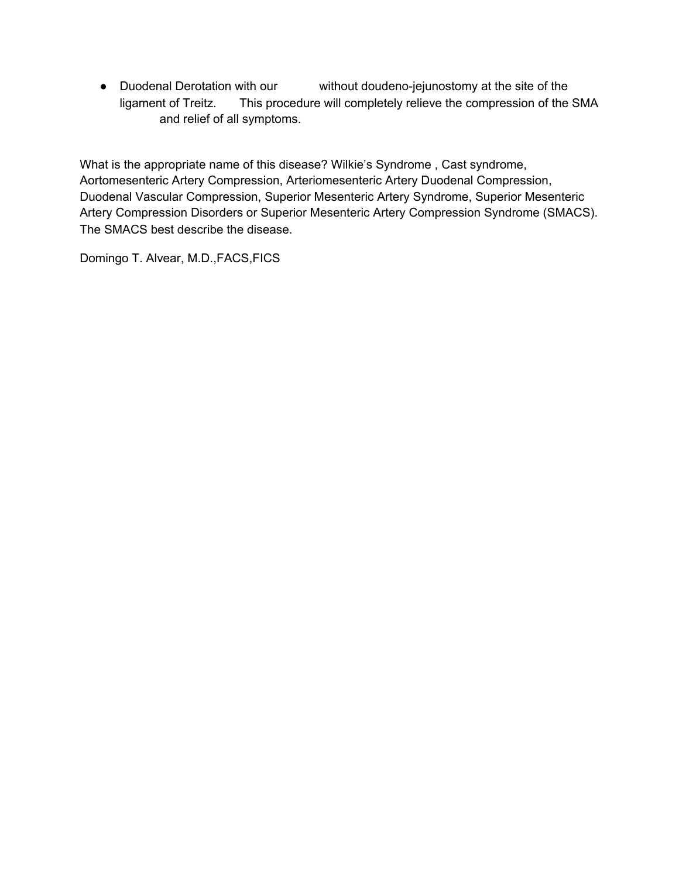- Duodenal Derotation with our without doudeno-jejunostomy at the site of the ligament of Treitz. This procedure will completely relieve the compression of the SMA and relief of all symptoms.

What is the appropriate name of this disease? Wilkie's Syndrome , Cast syndrome, Aortomesenteric Artery Compression, Arteriomesenteric Artery Duodenal Compression, Duodenal Vascular Compression, Superior Mesenteric Artery Syndrome, Superior Mesenteric Artery Compression Disorders or Superior Mesenteric Artery Compression Syndrome (SMACS). The SMACS best describe the disease.

Domingo T. Alvear, M.D.,FACS,FICS